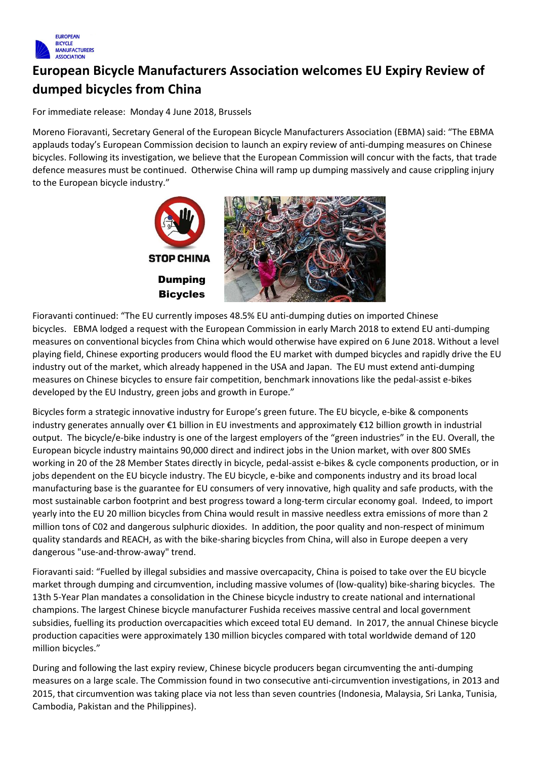# European Bicycle Manufacturers Association welcomes EU Expiry Review of dumped bicycles from China

For immediate release: Monday 4 June 2018, Brussels

Moreno Fioravanti, Secretary General of the European Bicycle Manufacturers Association (EBMA) said: "The EBMA applauds today's European Commission decision to launch an expiry review of anti-dumping measures on Chinese bicycles. Following its investigation, we believe that the European Commission will concur with the facts, that trade defence measures must be continued. Otherwise China will ramp up dumping massively and cause crippling injury to the European bicycle industry."

Fioravanti continued: "The EU currently imposes 48.5% EU anti-dumping duties on imported Chinese bicycles. EBMA lodged a request with the European Commission in early March 2018 to extend EU anti-dumping measures on conventional bicycles from China which would otherwise have expired on 6 June 2018. Without a level playing field, Chinese exporting producers would flood the EU market with dumped bicycles and rapidly drive the EU industry out of the market, which already happened in the USA and Japan. The EU must extend anti-dumping measures on Chinese bicycles to ensure fair competition, benchmark innovations like the pedal-assist e-bikes developed by the EU Industry, green jobs and growth in Europe."

Bicycles form a strategic innovative industry for Europe's green future. The EU bicycle, e-bike & components industry generates annually over €1 billion in EU investments and approximately €12 billion growth in industrial output. The bicycle/e-bike industry is one of the largest employers of the "green industries" in the EU. Overall, the European bicycle industry maintains 90,000 direct and indirect jobs in the Union market, with over 800 SMEs working in 20 of the 28 Member States directly in bicycle, pedal-assist e-bikes & cycle components production, or in jobs dependent on the EU bicycle industry. The EU bicycle, e-bike and components industry and its broad local manufacturing base is the guarantee for EU consumers of very innovative, high quality and safe products, with the most sustainable carbon footprint and best progress toward a long-term circular economy goal. Indeed, to import yearly into the EU 20 million bicycles from China would result in massive needless extra emissions of more than 2 million tons of C02 and dangerous sulphuric dioxides. In addition, the poor quality and non-respect of minimum quality standards and REACH, as with the bike-sharing bicycles from China, will also in Europe deepen a very dangerous "use-and-throw-away" trend.

Fioravanti said: "Fuelled by illegal subsidies and massive overcapacity, China is poised to take over the EU bicycle market through dumping and circumvention, including massive volumes of (low-quality) bike-sharing bicycles. The 13th 5-Year Plan mandates a consolidation in the Chinese bicycle industry to create national and international champions. The largest Chinese bicycle manufacturer Fushida receives massive central and local government subsidies, fuelling its production overcapacities which exceed total EU demand. In 2017, the annual Chinese bicycle production capacities were approximately 130 million bicycles compared with total worldwide demand of 120 million bicycles."

During and following the last expiry review, Chinese bicycle producers began circumventing the anti-dumping measures on a large scale. The Commission found in two consecutive anti-circumvention investigations, in 2013 and 2015, that circumvention was taking place via not less than seven countries (Indonesia, Malaysia, Sri Lanka, Tunisia, Cambodia, Pakistan and the Philippines).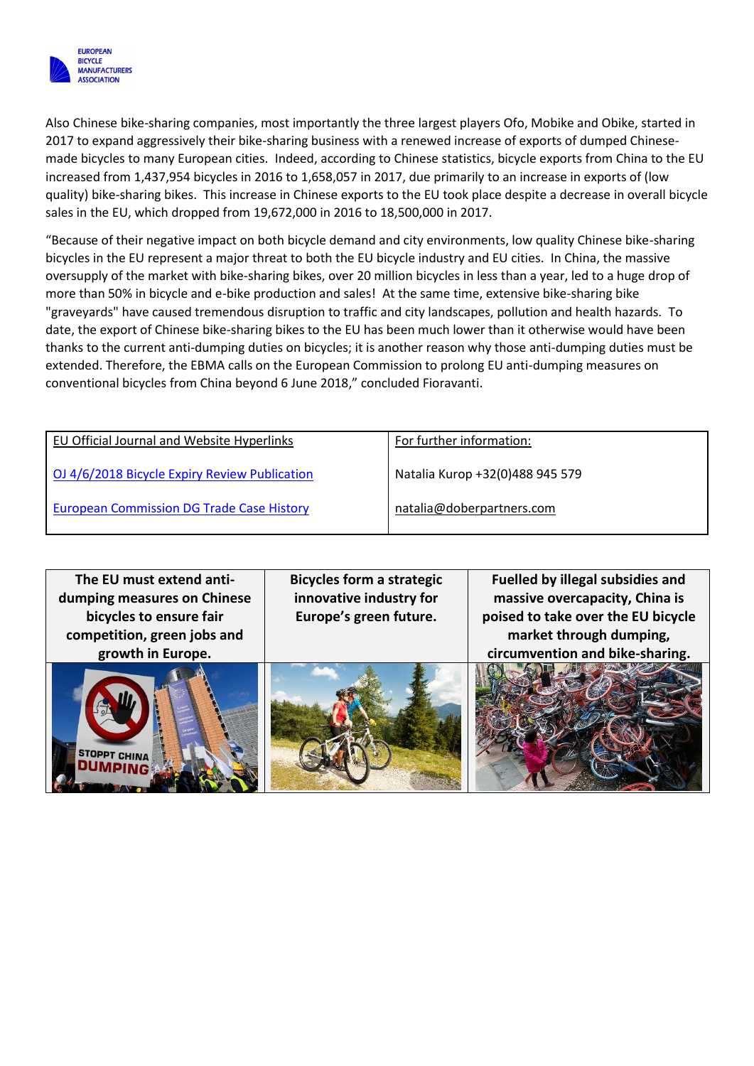Also Chinese bike-sharing companies, most importantly the three largest players Ofo, Mobike and Obike, started in 2017 to expand aggressively their bike-sharing business with a renewed increase of exports of dumped Chinese-made bicycles to many European cities. Indeed, according to Chinese statistics, bicycle exports from China to the EU increased from 1,437,954 bicycles in 2016 to 1,658,057 in 2017, due primarily to an increase in exports of (low quality) bike-sharing bikes. This increase in Chinese exports to the EU took place despite a decrease in overall bicycle sales in the EU, which dropped from 19,672,000 in 2016 to 18,500,000 in 2017.

"Because of their negative impact on both bicycle demand and city environments, low quality Chinese bike-sharing bicycles in the EU represent a major threat to both the EU bicycle industry and EU cities. In China, the massive oversupply of the market with bike-sharing bikes, over 20 million bicycles in less than a year, led to a huge drop of more than 50% in bicycle and e-bike production and sales! At the same time, extensive bike-sharing bike "graveyards" have caused tremendous disruption to traffic and city landscapes, pollution and health hazards. To date, the export of Chinese bike-sharing bikes to the EU has been much lower than it otherwise would have been thanks to the current anti-dumping duties on bicycles; it is another reason why those anti-dumping duties must be extended. Therefore, the EBMA calls on the European Commission to prolong EU anti-dumping measures on conventional bicycles from China beyond 6 June 2018," concluded Fioravanti.

| EU Official Journal and Website Hyperlinks | For further information: |
|---|---|
| OJ 4/6/2018 Bicycle Expiry Review Publication | Natalia Kurop +32(0)488 945 579 |
| European Commission DG Trade Case History | natalia@doberpartners.com |

| The EU must extend anti-dumping measures on Chinese bicycles to ensure fair competition, green jobs and growth in Europe. | Bicycles form a strategic innovative industry for Europe's green future. | Fuelled by illegal subsidies and massive overcapacity, China is poised to take over the EU bicycle market through dumping, circumvention and bike-sharing. |
|---|---|---|